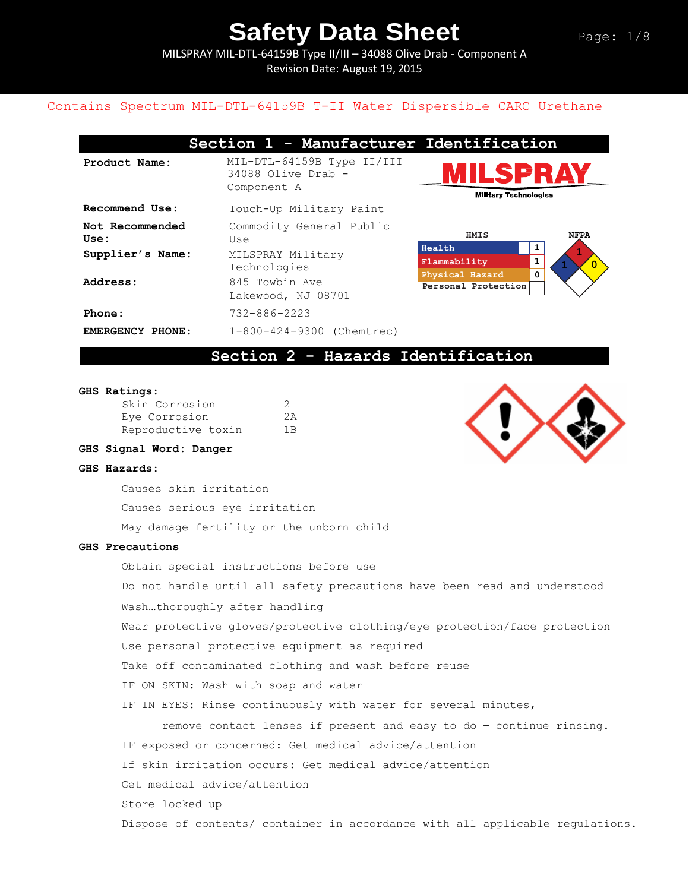# Safety Data Sheet

MILSPRAY MIL-DTL-64159B Type II/III – 34088 Olive Drab - Component A

Revision Date: August 19, 2015

Contains Spectrum MIL-DTL-64159B T-II Water Dispersible CARC Urethane

## Section 1 - Manufacturer Identification

| | |
|---|---|
| **Product Name:** | MIL-DTL-64159B Type II/III 34088 Olive Drab - Component A |
| **Recommend Use:** | Touch-Up Military Paint |
| **Not Recommended Use:** | Commodity General Public Use |
| **Supplier's Name:** | MILSPRAY Military Technologies |
| **Address:** | 845 Towbin Ave Lakewood, NJ 08701 |
| **Phone:** | 732-886-2223 |
| **EMERGENCY PHONE:** | 1-800-424-9300 (Chemtrec) |

MILSPRAY Military Technologies

**HMIS**

| | |
|---|---|
| Health | 1 |
| Flammability | 1 |
| Physical Hazard | 0 |
| Personal Protection | |

**NFPA**

Health: 1, Flammability: 1, Reactivity: 0

## Section 2 - Hazards Identification

**GHS Ratings:**

| | |
|---|---|
| Skin Corrosion | 2 |
| Eye Corrosion | 2A |
| Reproductive toxin | 1B |

**GHS Signal Word: Danger**

**GHS Hazards:**

Causes skin irritation

Causes serious eye irritation

May damage fertility or the unborn child

**GHS Precautions**

Obtain special instructions before use

Do not handle until all safety precautions have been read and understood

Wash…thoroughly after handling

Wear protective gloves/protective clothing/eye protection/face protection

Use personal protective equipment as required

Take off contaminated clothing and wash before reuse

IF ON SKIN: Wash with soap and water

IF IN EYES: Rinse continuously with water for several minutes, remove contact lenses if present and easy to do – continue rinsing.

IF exposed or concerned: Get medical advice/attention

If skin irritation occurs: Get medical advice/attention

Get medical advice/attention

Store locked up

Dispose of contents/ container in accordance with all applicable regulations.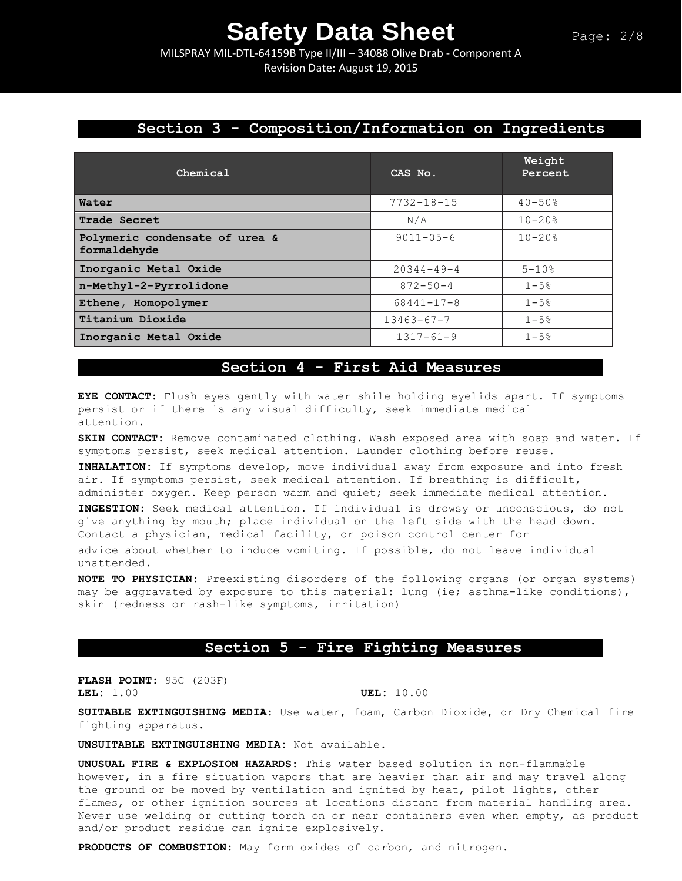## Section 3 - Composition/Information on Ingredients

| Chemical | CAS No. | Weight Percent |
|---|---|---|
| **Water** | 7732-18-15 | 40-50% |
| **Trade Secret** | N/A | 10-20% |
| **Polymeric condensate of urea & formaldehyde** | 9011-05-6 | 10-20% |
| **Inorganic Metal Oxide** | 20344-49-4 | 5-10% |
| **n-Methyl-2-Pyrrolidone** | 872-50-4 | 1-5% |
| **Ethene, Homopolymer** | 68441-17-8 | 1-5% |
| **Titanium Dioxide** | 13463-67-7 | 1-5% |
| **Inorganic Metal Oxide** | 1317-61-9 | 1-5% |

## Section 4 - First Aid Measures

**EYE CONTACT:** Flush eyes gently with water shile holding eyelids apart. If symptoms persist or if there is any visual difficulty, seek immediate medical attention.

**SKIN CONTACT:** Remove contaminated clothing. Wash exposed area with soap and water. If symptoms persist, seek medical attention. Launder clothing before reuse.

**INHALATION:** If symptoms develop, move individual away from exposure and into fresh air. If symptoms persist, seek medical attention. If breathing is difficult, administer oxygen. Keep person warm and quiet; seek immediate medical attention.

**INGESTION:** Seek medical attention. If individual is drowsy or unconscious, do not give anything by mouth; place individual on the left side with the head down. Contact a physician, medical facility, or poison control center for advice about whether to induce vomiting. If possible, do not leave individual unattended.

**NOTE TO PHYSICIAN:** Preexisting disorders of the following organs (or organ systems) may be aggravated by exposure to this material: lung (ie; asthma-like conditions), skin (redness or rash-like symptoms, irritation)

## Section 5 - Fire Fighting Measures

**FLASH POINT:** 95C (203F)
**LEL:** 1.00 **UEL:** 10.00

**SUITABLE EXTINGUISHING MEDIA:** Use water, foam, Carbon Dioxide, or Dry Chemical fire fighting apparatus.

**UNSUITABLE EXTINGUISHING MEDIA:** Not available.

**UNUSUAL FIRE & EXPLOSION HAZARDS:** This water based solution in non-flammable however, in a fire situation vapors that are heavier than air and may travel along the ground or be moved by ventilation and ignited by heat, pilot lights, other flames, or other ignition sources at locations distant from material handling area. Never use welding or cutting torch on or near containers even when empty, as product and/or product residue can ignite explosively.

**PRODUCTS OF COMBUSTION:** May form oxides of carbon, and nitrogen.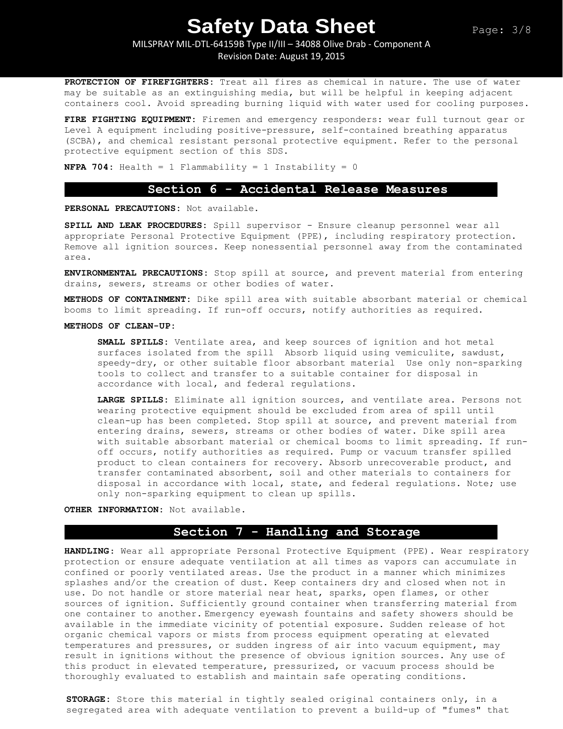**PROTECTION OF FIREFIGHTERS:** Treat all fires as chemical in nature. The use of water may be suitable as an extinguishing media, but will be helpful in keeping adjacent containers cool. Avoid spreading burning liquid with water used for cooling purposes.

**FIRE FIGHTING EQUIPMENT:** Firemen and emergency responders: wear full turnout gear or Level A equipment including positive-pressure, self-contained breathing apparatus (SCBA), and chemical resistant personal protective equipment. Refer to the personal protective equipment section of this SDS.

**NFPA 704:** Health = 1 Flammability = 1 Instability = 0

## Section 6 - Accidental Release Measures

**PERSONAL PRECAUTIONS:** Not available.

**SPILL AND LEAK PROCEDURES:** Spill supervisor - Ensure cleanup personnel wear all appropriate Personal Protective Equipment (PPE), including respiratory protection. Remove all ignition sources. Keep nonessential personnel away from the contaminated area.

**ENVIRONMENTAL PRECAUTIONS:** Stop spill at source, and prevent material from entering drains, sewers, streams or other bodies of water.

**METHODS OF CONTAINMENT:** Dike spill area with suitable absorbant material or chemical booms to limit spreading. If run-off occurs, notify authorities as required.

**METHODS OF CLEAN-UP:**

**SMALL SPILLS:** Ventilate area, and keep sources of ignition and hot metal surfaces isolated from the spill Absorb liquid using vemiculite, sawdust, speedy-dry, or other suitable floor absorbant material Use only non-sparking tools to collect and transfer to a suitable container for disposal in accordance with local, and federal regulations.

**LARGE SPILLS:** Eliminate all ignition sources, and ventilate area. Persons not wearing protective equipment should be excluded from area of spill until clean-up has been completed. Stop spill at source, and prevent material from entering drains, sewers, streams or other bodies of water. Dike spill area with suitable absorbant material or chemical booms to limit spreading. If run-off occurs, notify authorities as required. Pump or vacuum transfer spilled product to clean containers for recovery. Absorb unrecoverable product, and transfer contaminated absorbent, soil and other materials to containers for disposal in accordance with local, state, and federal regulations. Note; use only non-sparking equipment to clean up spills.

**OTHER INFORMATION:** Not available.

## Section 7 - Handling and Storage

**HANDLING:** Wear all appropriate Personal Protective Equipment (PPE). Wear respiratory protection or ensure adequate ventilation at all times as vapors can accumulate in confined or poorly ventilated areas. Use the product in a manner which minimizes splashes and/or the creation of dust. Keep containers dry and closed when not in use. Do not handle or store material near heat, sparks, open flames, or other sources of ignition. Sufficiently ground container when transferring material from one container to another. Emergency eyewash fountains and safety showers should be available in the immediate vicinity of potential exposure. Sudden release of hot organic chemical vapors or mists from process equipment operating at elevated temperatures and pressures, or sudden ingress of air into vacuum equipment, may result in ignitions without the presence of obvious ignition sources. Any use of this product in elevated temperature, pressurized, or vacuum process should be thoroughly evaluated to establish and maintain safe operating conditions.

**STORAGE:** Store this material in tightly sealed original containers only, in a segregated area with adequate ventilation to prevent a build-up of "fumes" that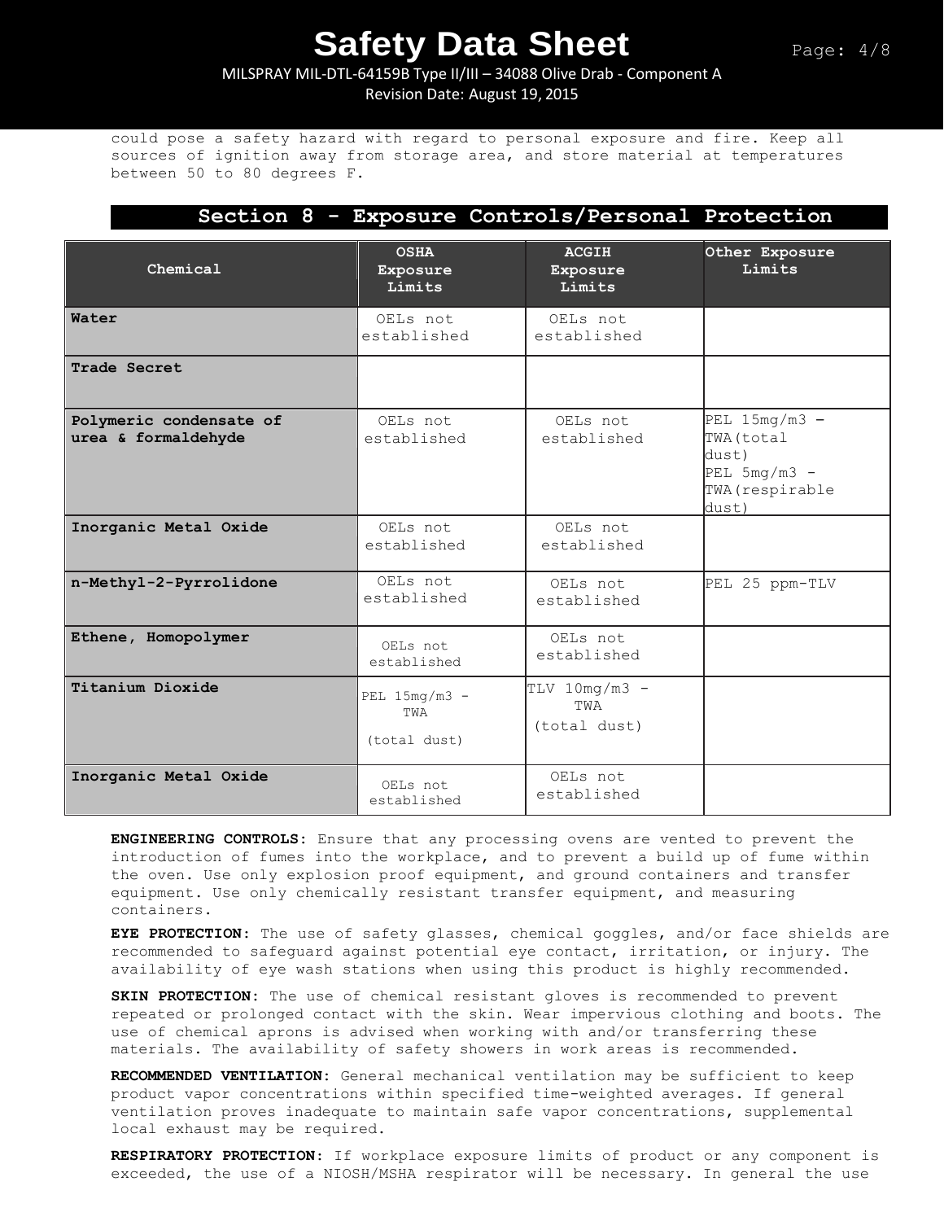could pose a safety hazard with regard to personal exposure and fire. Keep all sources of ignition away from storage area, and store material at temperatures between 50 to 80 degrees F.

## Section 8 - Exposure Controls/Personal Protection

| Chemical | OSHA Exposure Limits | ACGIH Exposure Limits | Other Exposure Limits |
|---|---|---|---|
| **Water** | OELs not established | OELs not established | |
| **Trade Secret** | | | |
| **Polymeric condensate of urea & formaldehyde** | OELs not established | OELs not established | PEL 15mg/m3 – TWA(total dust) PEL 5mg/m3 - TWA(respirable dust) |
| **Inorganic Metal Oxide** | OELs not established | OELs not established | |
| **n-Methyl-2-Pyrrolidone** | OELs not established | OELs not established | PEL 25 ppm-TLV |
| **Ethene, Homopolymer** | OELs not established | OELs not established | |
| **Titanium Dioxide** | PEL 15mg/m3 - TWA (total dust) | TLV 10mg/m3 - TWA (total dust) | |
| **Inorganic Metal Oxide** | OELs not established | OELs not established | |

**ENGINEERING CONTROLS:** Ensure that any processing ovens are vented to prevent the introduction of fumes into the workplace, and to prevent a build up of fume within the oven. Use only explosion proof equipment, and ground containers and transfer equipment. Use only chemically resistant transfer equipment, and measuring containers.

**EYE PROTECTION:** The use of safety glasses, chemical goggles, and/or face shields are recommended to safeguard against potential eye contact, irritation, or injury. The availability of eye wash stations when using this product is highly recommended.

**SKIN PROTECTION:** The use of chemical resistant gloves is recommended to prevent repeated or prolonged contact with the skin. Wear impervious clothing and boots. The use of chemical aprons is advised when working with and/or transferring these materials. The availability of safety showers in work areas is recommended.

**RECOMMENDED VENTILATION:** General mechanical ventilation may be sufficient to keep product vapor concentrations within specified time-weighted averages. If general ventilation proves inadequate to maintain safe vapor concentrations, supplemental local exhaust may be required.

**RESPIRATORY PROTECTION:** If workplace exposure limits of product or any component is exceeded, the use of a NIOSH/MSHA respirator will be necessary. In general the use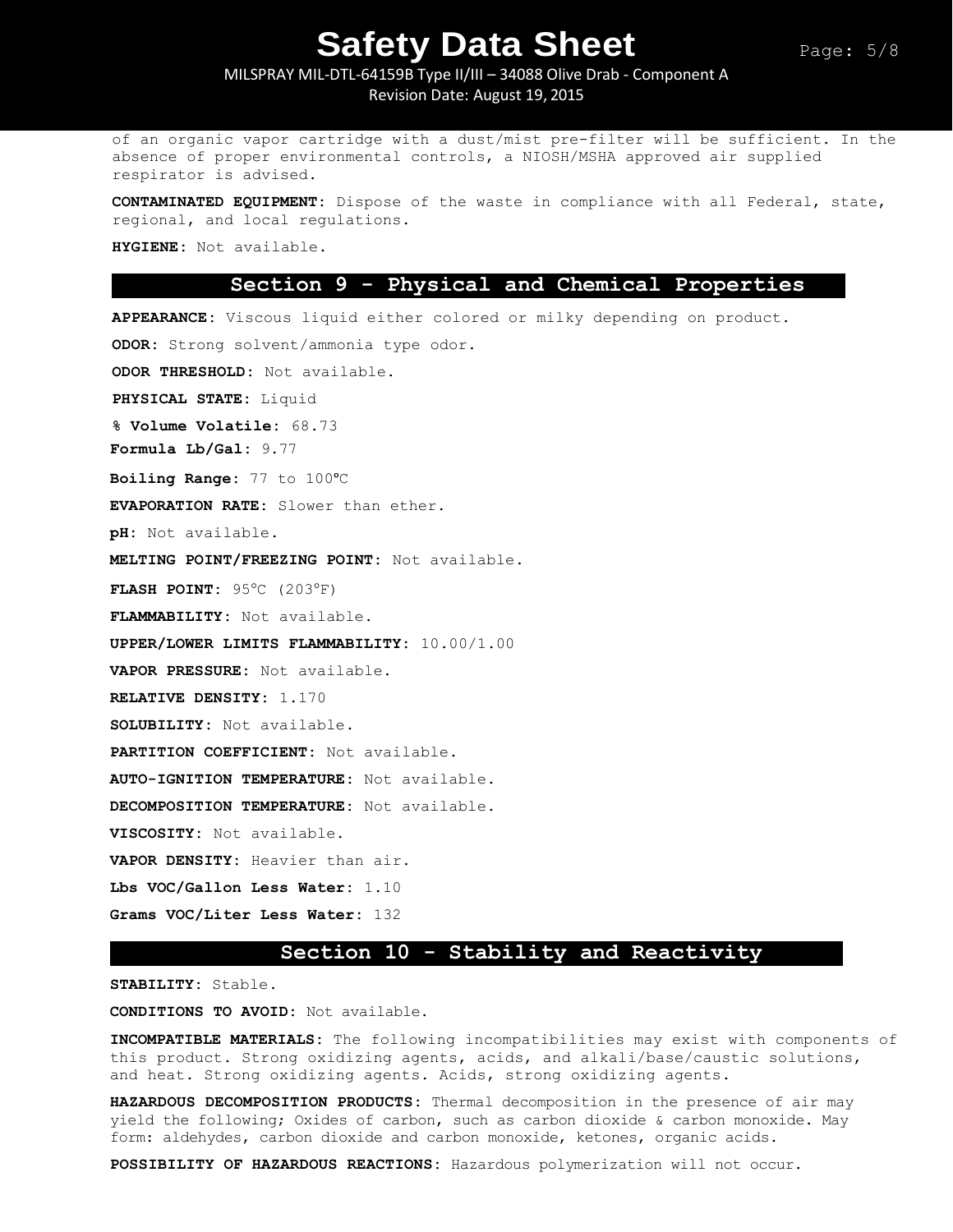of an organic vapor cartridge with a dust/mist pre-filter will be sufficient. In the absence of proper environmental controls, a NIOSH/MSHA approved air supplied respirator is advised.

**CONTAMINATED EQUIPMENT:** Dispose of the waste in compliance with all Federal, state, regional, and local regulations.

**HYGIENE:** Not available.

## Section 9 - Physical and Chemical Properties

**APPEARANCE:** Viscous liquid either colored or milky depending on product.

**ODOR:** Strong solvent/ammonia type odor.

**ODOR THRESHOLD:** Not available.

**PHYSICAL STATE:** Liquid

**% Volume Volatile:** 68.73

**Formula Lb/Gal:** 9.77

**Boiling Range:** 77 to 100°C

**EVAPORATION RATE:** Slower than ether.

**pH:** Not available.

**MELTING POINT/FREEZING POINT:** Not available.

**FLASH POINT:** 95°C (203°F)

**FLAMMABILITY:** Not available.

**UPPER/LOWER LIMITS FLAMMABILITY:** 10.00/1.00

**VAPOR PRESSURE:** Not available.

**RELATIVE DENSITY:** 1.170

**SOLUBILITY:** Not available.

**PARTITION COEFFICIENT:** Not available.

**AUTO-IGNITION TEMPERATURE:** Not available.

**DECOMPOSITION TEMPERATURE:** Not available.

**VISCOSITY:** Not available.

**VAPOR DENSITY:** Heavier than air.

**Lbs VOC/Gallon Less Water:** 1.10

**Grams VOC/Liter Less Water:** 132

## Section 10 - Stability and Reactivity

**STABILITY:** Stable.

**CONDITIONS TO AVOID:** Not available.

**INCOMPATIBLE MATERIALS:** The following incompatibilities may exist with components of this product. Strong oxidizing agents, acids, and alkali/base/caustic solutions, and heat. Strong oxidizing agents. Acids, strong oxidizing agents.

**HAZARDOUS DECOMPOSITION PRODUCTS:** Thermal decomposition in the presence of air may yield the following; Oxides of carbon, such as carbon dioxide & carbon monoxide. May form: aldehydes, carbon dioxide and carbon monoxide, ketones, organic acids.

**POSSIBILITY OF HAZARDOUS REACTIONS:** Hazardous polymerization will not occur.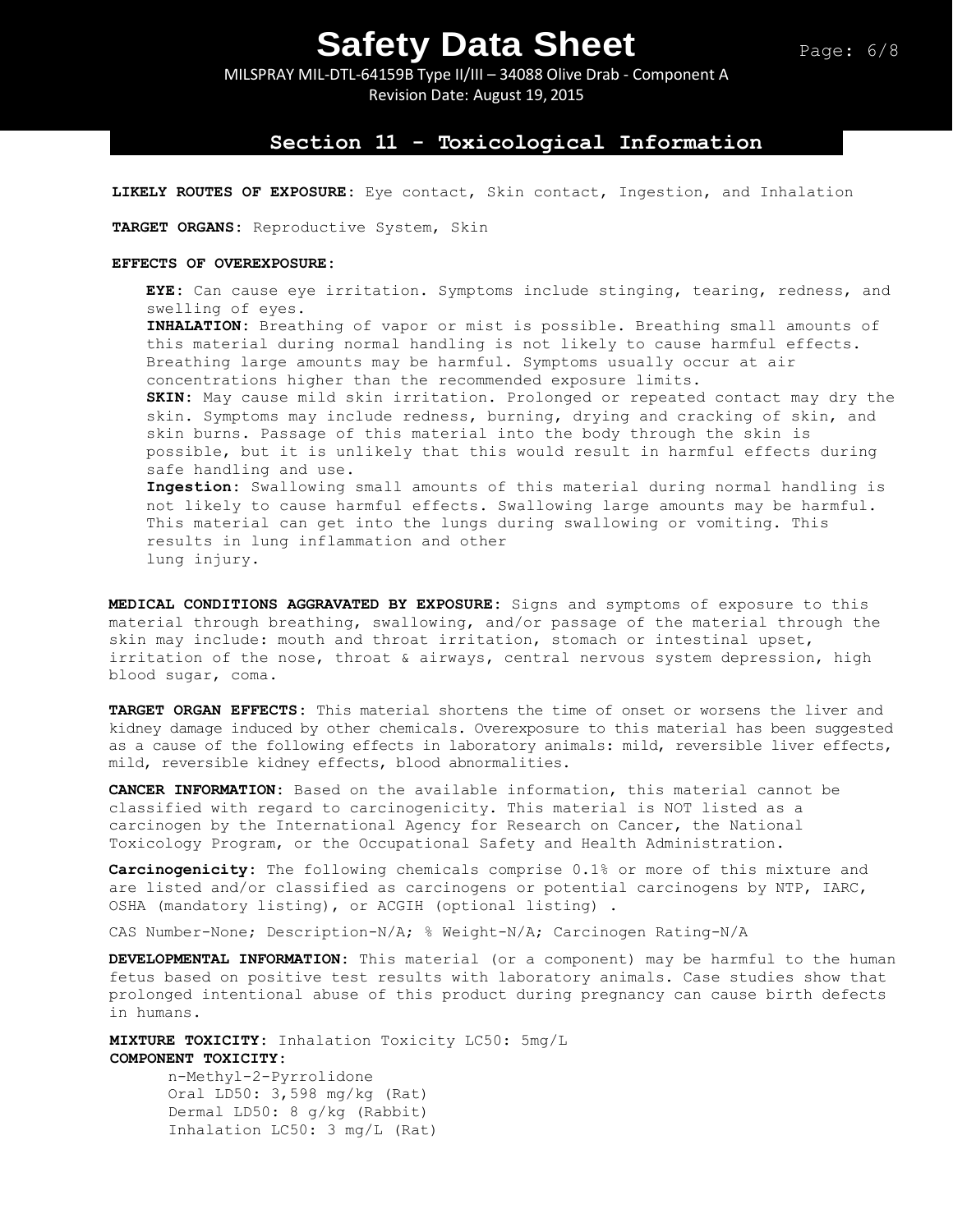## Section 11 - Toxicological Information

**LIKELY ROUTES OF EXPOSURE:** Eye contact, Skin contact, Ingestion, and Inhalation

**TARGET ORGANS:** Reproductive System, Skin

**EFFECTS OF OVEREXPOSURE:**

**EYE:** Can cause eye irritation. Symptoms include stinging, tearing, redness, and swelling of eyes.
**INHALATION:** Breathing of vapor or mist is possible. Breathing small amounts of this material during normal handling is not likely to cause harmful effects. Breathing large amounts may be harmful. Symptoms usually occur at air concentrations higher than the recommended exposure limits.
**SKIN:** May cause mild skin irritation. Prolonged or repeated contact may dry the skin. Symptoms may include redness, burning, drying and cracking of skin, and skin burns. Passage of this material into the body through the skin is possible, but it is unlikely that this would result in harmful effects during safe handling and use.
**Ingestion:** Swallowing small amounts of this material during normal handling is not likely to cause harmful effects. Swallowing large amounts may be harmful. This material can get into the lungs during swallowing or vomiting. This results in lung inflammation and other lung injury.

**MEDICAL CONDITIONS AGGRAVATED BY EXPOSURE:** Signs and symptoms of exposure to this material through breathing, swallowing, and/or passage of the material through the skin may include: mouth and throat irritation, stomach or intestinal upset, irritation of the nose, throat & airways, central nervous system depression, high blood sugar, coma.

**TARGET ORGAN EFFECTS:** This material shortens the time of onset or worsens the liver and kidney damage induced by other chemicals. Overexposure to this material has been suggested as a cause of the following effects in laboratory animals: mild, reversible liver effects, mild, reversible kidney effects, blood abnormalities.

**CANCER INFORMATION:** Based on the available information, this material cannot be classified with regard to carcinogenicity. This material is NOT listed as a carcinogen by the International Agency for Research on Cancer, the National Toxicology Program, or the Occupational Safety and Health Administration.

**Carcinogenicity:** The following chemicals comprise 0.1% or more of this mixture and are listed and/or classified as carcinogens or potential carcinogens by NTP, IARC, OSHA (mandatory listing), or ACGIH (optional listing) .

CAS Number-None; Description-N/A; % Weight-N/A; Carcinogen Rating-N/A

**DEVELOPMENTAL INFORMATION:** This material (or a component) may be harmful to the human fetus based on positive test results with laboratory animals. Case studies show that prolonged intentional abuse of this product during pregnancy can cause birth defects in humans.

**MIXTURE TOXICITY:** Inhalation Toxicity LC50: 5mg/L
**COMPONENT TOXICITY:**

n-Methyl-2-Pyrrolidone
Oral LD50: 3,598 mg/kg (Rat)
Dermal LD50: 8 g/kg (Rabbit)
Inhalation LC50: 3 mg/L (Rat)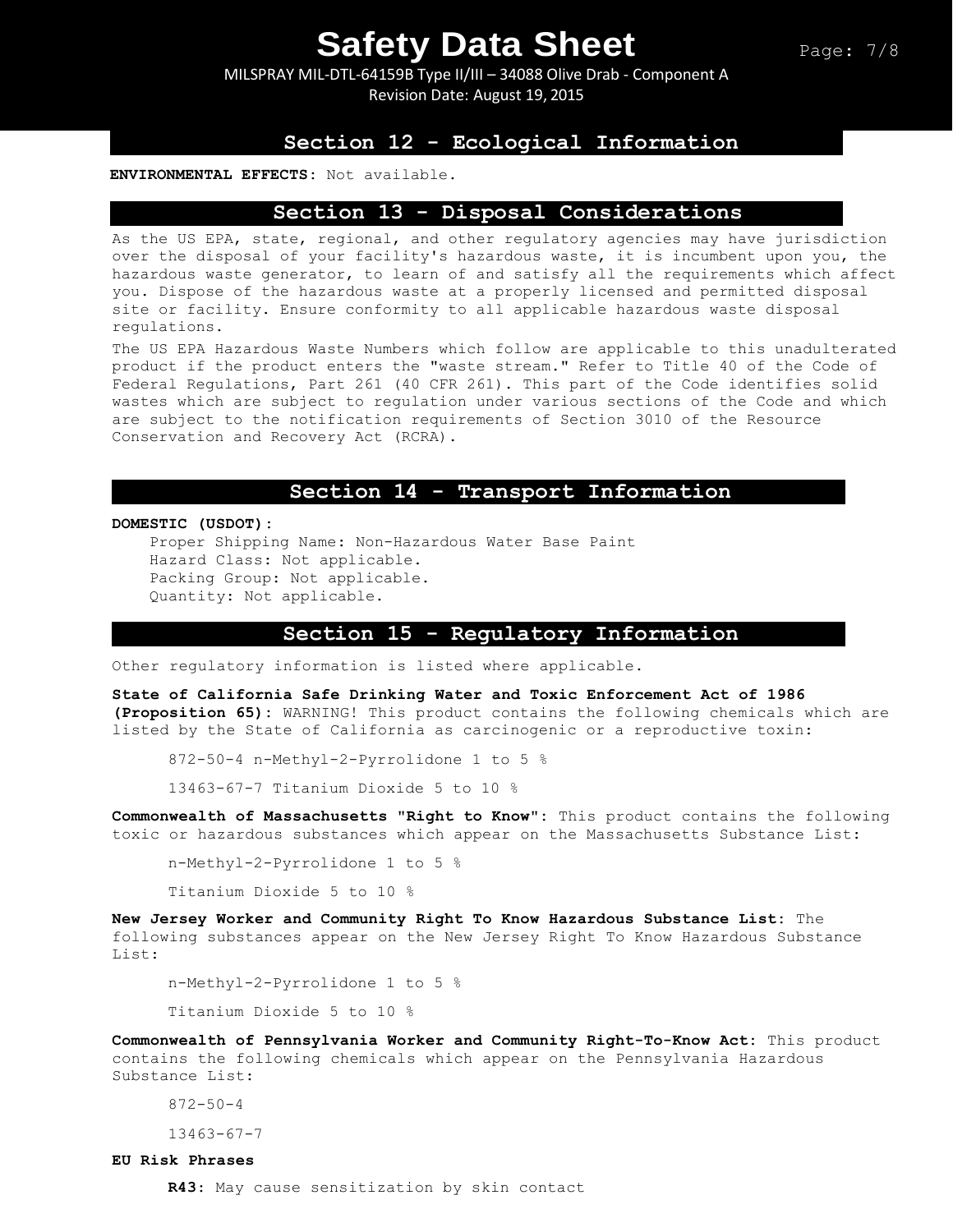## Section 12 - Ecological Information

**ENVIRONMENTAL EFFECTS:** Not available.

## Section 13 - Disposal Considerations

As the US EPA, state, regional, and other regulatory agencies may have jurisdiction over the disposal of your facility's hazardous waste, it is incumbent upon you, the hazardous waste generator, to learn of and satisfy all the requirements which affect you. Dispose of the hazardous waste at a properly licensed and permitted disposal site or facility. Ensure conformity to all applicable hazardous waste disposal regulations.

The US EPA Hazardous Waste Numbers which follow are applicable to this unadulterated product if the product enters the "waste stream." Refer to Title 40 of the Code of Federal Regulations, Part 261 (40 CFR 261). This part of the Code identifies solid wastes which are subject to regulation under various sections of the Code and which are subject to the notification requirements of Section 3010 of the Resource Conservation and Recovery Act (RCRA).

## Section 14 - Transport Information

**DOMESTIC (USDOT):**

Proper Shipping Name: Non-Hazardous Water Base Paint
Hazard Class: Not applicable.
Packing Group: Not applicable.
Quantity: Not applicable.

## Section 15 - Regulatory Information

Other regulatory information is listed where applicable.

**State of California Safe Drinking Water and Toxic Enforcement Act of 1986 (Proposition 65):** WARNING! This product contains the following chemicals which are listed by the State of California as carcinogenic or a reproductive toxin:

872-50-4 n-Methyl-2-Pyrrolidone 1 to 5 %

13463-67-7 Titanium Dioxide 5 to 10 %

**Commonwealth of Massachusetts "Right to Know":** This product contains the following toxic or hazardous substances which appear on the Massachusetts Substance List:

n-Methyl-2-Pyrrolidone 1 to 5 %

Titanium Dioxide 5 to 10 %

**New Jersey Worker and Community Right To Know Hazardous Substance List:** The following substances appear on the New Jersey Right To Know Hazardous Substance List:

n-Methyl-2-Pyrrolidone 1 to 5 %

Titanium Dioxide 5 to 10 %

**Commonwealth of Pennsylvania Worker and Community Right-To-Know Act:** This product contains the following chemicals which appear on the Pennsylvania Hazardous Substance List:

872-50-4

13463-67-7

**EU Risk Phrases**

**R43:** May cause sensitization by skin contact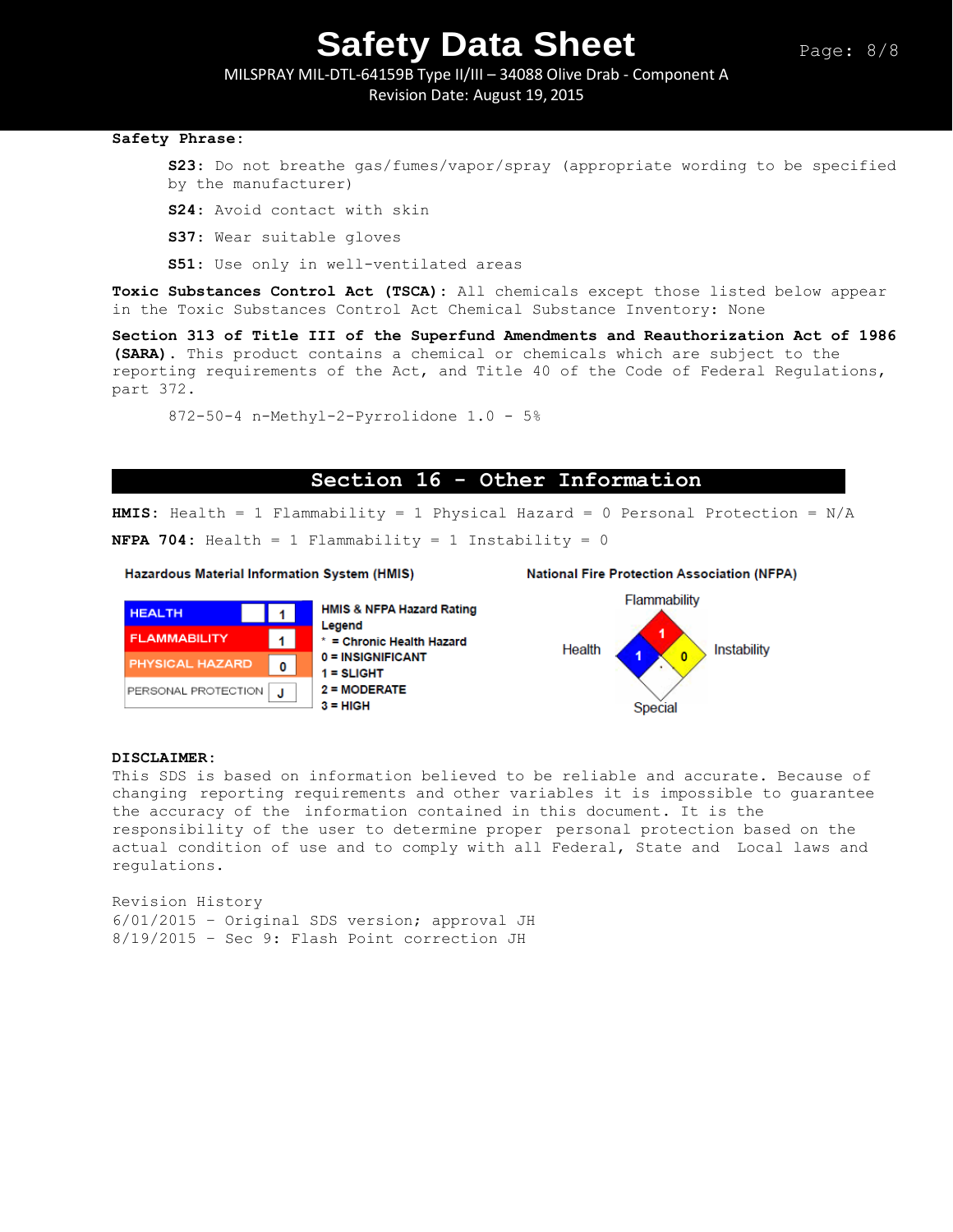**Safety Phrase:**

**S23:** Do not breathe gas/fumes/vapor/spray (appropriate wording to be specified by the manufacturer)

**S24:** Avoid contact with skin

**S37:** Wear suitable gloves

**S51:** Use only in well-ventilated areas

**Toxic Substances Control Act (TSCA):** All chemicals except those listed below appear in the Toxic Substances Control Act Chemical Substance Inventory: None

**Section 313 of Title III of the Superfund Amendments and Reauthorization Act of 1986 (SARA).** This product contains a chemical or chemicals which are subject to the reporting requirements of the Act, and Title 40 of the Code of Federal Regulations, part 372.

872-50-4 n-Methyl-2-Pyrrolidone 1.0 - 5%

## Section 16 - Other Information

**HMIS:** Health = 1 Flammability = 1 Physical Hazard = 0 Personal Protection = N/A

**NFPA 704:** Health = 1 Flammability = 1 Instability = 0

**Hazardous Material Information System (HMIS)**

| | |
|---|---|
| HEALTH | 1 |
| FLAMMABILITY | 1 |
| PHYSICAL HAZARD | 0 |
| PERSONAL PROTECTION | J |

**HMIS & NFPA Hazard Rating Legend**
* = Chronic Health Hazard
0 = INSIGNIFICANT
1 = SLIGHT
2 = MODERATE
3 = HIGH

**National Fire Protection Association (NFPA)**

Flammability
1
Health
1
Instability
0
Special

**DISCLAIMER:**
This SDS is based on information believed to be reliable and accurate. Because of changing reporting requirements and other variables it is impossible to guarantee the accuracy of the information contained in this document. It is the responsibility of the user to determine proper personal protection based on the actual condition of use and to comply with all Federal, State and Local laws and regulations.

Revision History
6/01/2015 – Original SDS version; approval JH
8/19/2015 – Sec 9: Flash Point correction JH